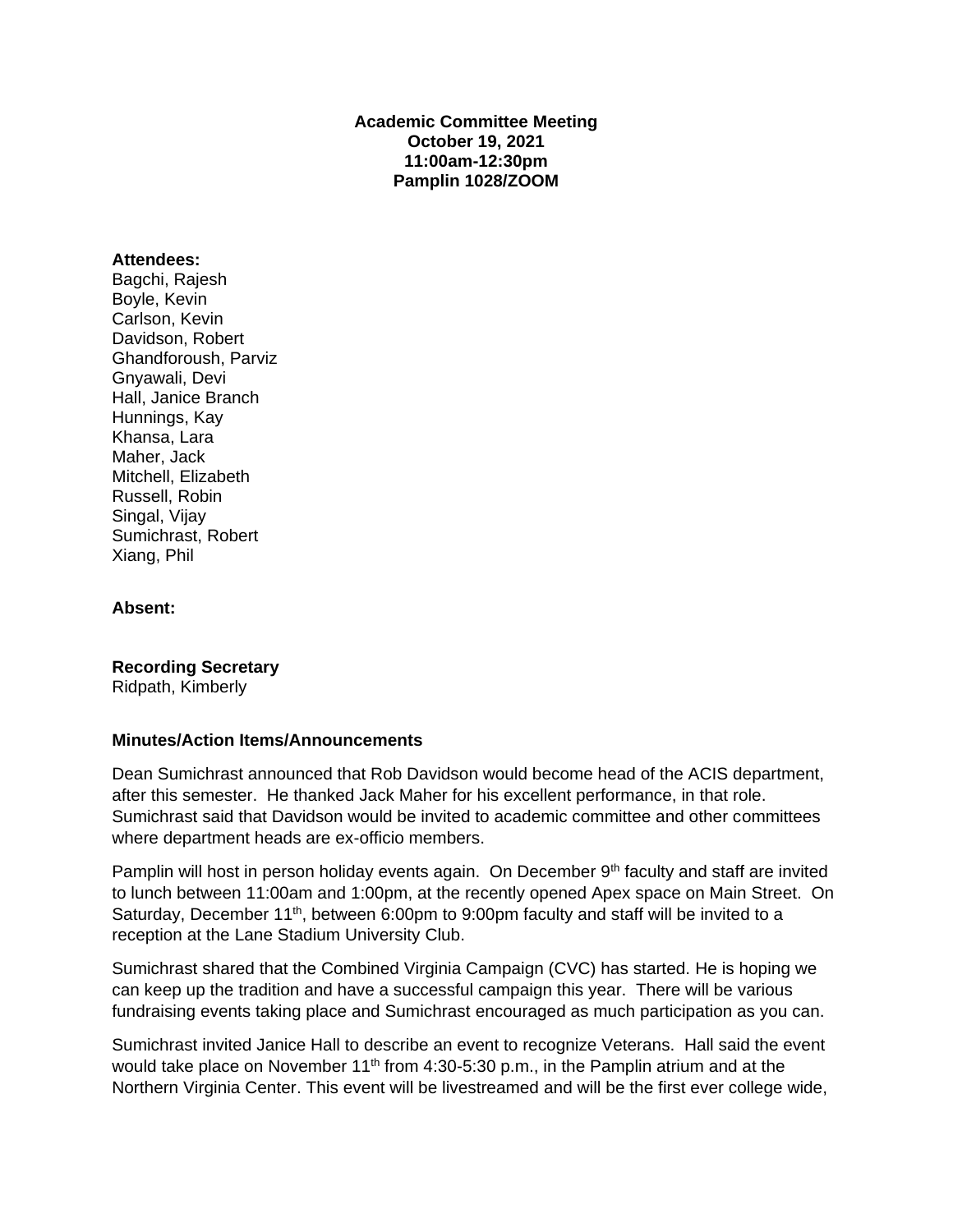**Academic Committee Meeting**
**October 19, 2021**
**11:00am-12:30pm**
**Pamplin 1028/ZOOM**

**Attendees:**
Bagchi, Rajesh
Boyle, Kevin
Carlson, Kevin
Davidson, Robert
Ghandforoush, Parviz
Gnyawali, Devi
Hall, Janice Branch
Hunnings, Kay
Khansa, Lara
Maher, Jack
Mitchell, Elizabeth
Russell, Robin
Singal, Vijay
Sumichrast, Robert
Xiang, Phil

**Absent:**

**Recording Secretary**
Ridpath, Kimberly

**Minutes/Action Items/Announcements**

Dean Sumichrast announced that Rob Davidson would become head of the ACIS department, after this semester. He thanked Jack Maher for his excellent performance, in that role. Sumichrast said that Davidson would be invited to academic committee and other committees where department heads are ex-officio members.

Pamplin will host in person holiday events again. On December 9th faculty and staff are invited to lunch between 11:00am and 1:00pm, at the recently opened Apex space on Main Street. On Saturday, December 11th, between 6:00pm to 9:00pm faculty and staff will be invited to a reception at the Lane Stadium University Club.

Sumichrast shared that the Combined Virginia Campaign (CVC) has started. He is hoping we can keep up the tradition and have a successful campaign this year. There will be various fundraising events taking place and Sumichrast encouraged as much participation as you can.

Sumichrast invited Janice Hall to describe an event to recognize Veterans. Hall said the event would take place on November 11th from 4:30-5:30 p.m., in the Pamplin atrium and at the Northern Virginia Center. This event will be livestreamed and will be the first ever college wide,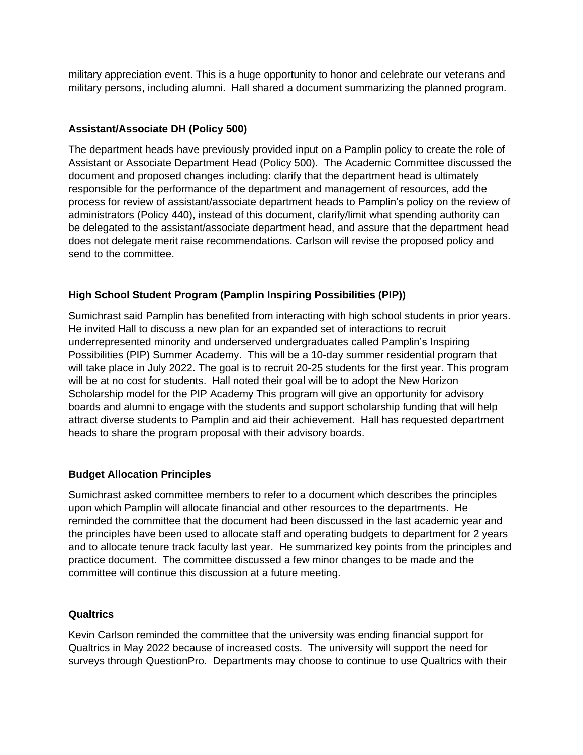military appreciation event. This is a huge opportunity to honor and celebrate our veterans and military persons, including alumni. Hall shared a document summarizing the planned program.

**Assistant/Associate DH (Policy 500)**

The department heads have previously provided input on a Pamplin policy to create the role of Assistant or Associate Department Head (Policy 500). The Academic Committee discussed the document and proposed changes including: clarify that the department head is ultimately responsible for the performance of the department and management of resources, add the process for review of assistant/associate department heads to Pamplin's policy on the review of administrators (Policy 440), instead of this document, clarify/limit what spending authority can be delegated to the assistant/associate department head, and assure that the department head does not delegate merit raise recommendations. Carlson will revise the proposed policy and send to the committee.

**High School Student Program (Pamplin Inspiring Possibilities (PIP))**

Sumichrast said Pamplin has benefited from interacting with high school students in prior years. He invited Hall to discuss a new plan for an expanded set of interactions to recruit underrepresented minority and underserved undergraduates called Pamplin's Inspiring Possibilities (PIP) Summer Academy. This will be a 10-day summer residential program that will take place in July 2022. The goal is to recruit 20-25 students for the first year. This program will be at no cost for students. Hall noted their goal will be to adopt the New Horizon Scholarship model for the PIP Academy This program will give an opportunity for advisory boards and alumni to engage with the students and support scholarship funding that will help attract diverse students to Pamplin and aid their achievement. Hall has requested department heads to share the program proposal with their advisory boards.

**Budget Allocation Principles**

Sumichrast asked committee members to refer to a document which describes the principles upon which Pamplin will allocate financial and other resources to the departments. He reminded the committee that the document had been discussed in the last academic year and the principles have been used to allocate staff and operating budgets to department for 2 years and to allocate tenure track faculty last year. He summarized key points from the principles and practice document. The committee discussed a few minor changes to be made and the committee will continue this discussion at a future meeting.

**Qualtrics**

Kevin Carlson reminded the committee that the university was ending financial support for Qualtrics in May 2022 because of increased costs. The university will support the need for surveys through QuestionPro. Departments may choose to continue to use Qualtrics with their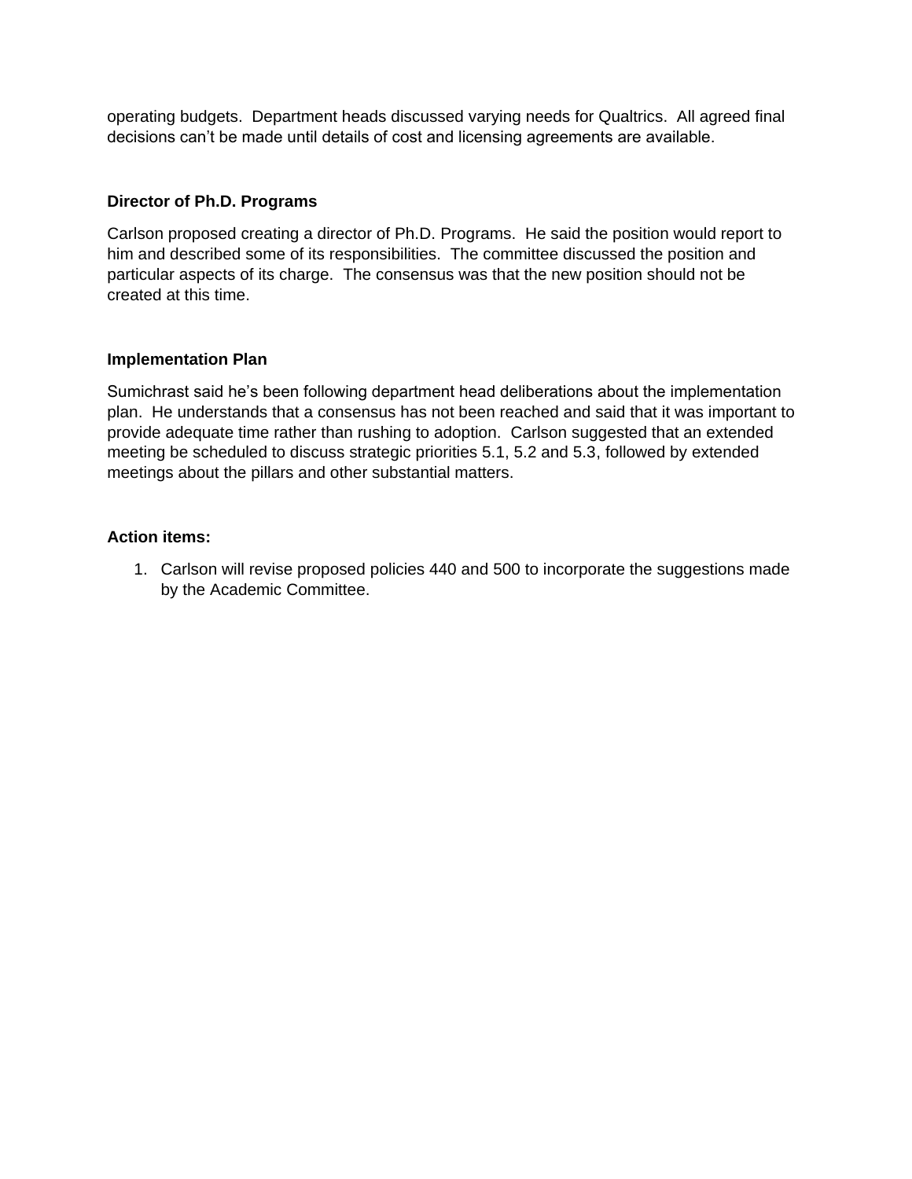operating budgets.  Department heads discussed varying needs for Qualtrics.  All agreed final decisions can't be made until details of cost and licensing agreements are available.

**Director of Ph.D. Programs**

Carlson proposed creating a director of Ph.D. Programs.  He said the position would report to him and described some of its responsibilities.  The committee discussed the position and particular aspects of its charge.  The consensus was that the new position should not be created at this time.

**Implementation Plan**

Sumichrast said he's been following department head deliberations about the implementation plan.  He understands that a consensus has not been reached and said that it was important to provide adequate time rather than rushing to adoption.  Carlson suggested that an extended meeting be scheduled to discuss strategic priorities 5.1, 5.2 and 5.3, followed by extended meetings about the pillars and other substantial matters.

**Action items:**

1. Carlson will revise proposed policies 440 and 500 to incorporate the suggestions made by the Academic Committee.